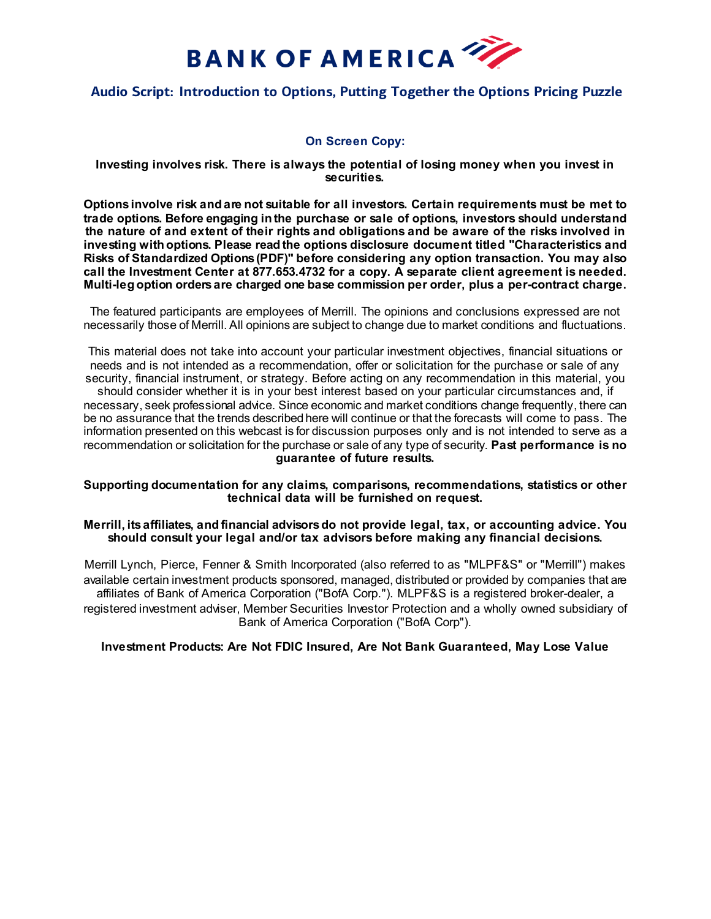BANK OF AMERICA

# Audio Script: Introduction to Options, Putting Together the Options Pricing Puzzle

## On Screen Copy:

**Investing involves risk. There is always the potential of losing money when you invest in securities.**

**Options involve risk and are not suitable for all investors. Certain requirements must be met to trade options. Before engaging in the purchase or sale of options, investors should understand the nature of and extent of their rights and obligations and be aware of the risks involved in investing with options. Please read the options disclosure document titled "Characteristics and Risks of Standardized Options (PDF)" before considering any option transaction. You may also call the Investment Center at 877.653.4732 for a copy. A separate client agreement is needed. Multi-leg option orders are charged one base commission per order, plus a per-contract charge.**

The featured participants are employees of Merrill. The opinions and conclusions expressed are not necessarily those of Merrill. All opinions are subject to change due to market conditions and fluctuations.

This material does not take into account your particular investment objectives, financial situations or needs and is not intended as a recommendation, offer or solicitation for the purchase or sale of any security, financial instrument, or strategy. Before acting on any recommendation in this material, you should consider whether it is in your best interest based on your particular circumstances and, if necessary, seek professional advice. Since economic and market conditions change frequently, there can be no assurance that the trends described here will continue or that the forecasts will come to pass. The information presented on this webcast is for discussion purposes only and is not intended to serve as a recommendation or solicitation for the purchase or sale of any type of security. **Past performance is no guarantee of future results.**

**Supporting documentation for any claims, comparisons, recommendations, statistics or other technical data will be furnished on request.**

**Merrill, its affiliates, and financial advisors do not provide legal, tax, or accounting advice. You should consult your legal and/or tax advisors before making any financial decisions.**

Merrill Lynch, Pierce, Fenner & Smith Incorporated (also referred to as "MLPF&S" or "Merrill") makes available certain investment products sponsored, managed, distributed or provided by companies that are affiliates of Bank of America Corporation ("BofA Corp."). MLPF&S is a registered broker-dealer, a registered investment adviser, Member Securities Investor Protection and a wholly owned subsidiary of Bank of America Corporation ("BofA Corp").

**Investment Products: Are Not FDIC Insured, Are Not Bank Guaranteed, May Lose Value**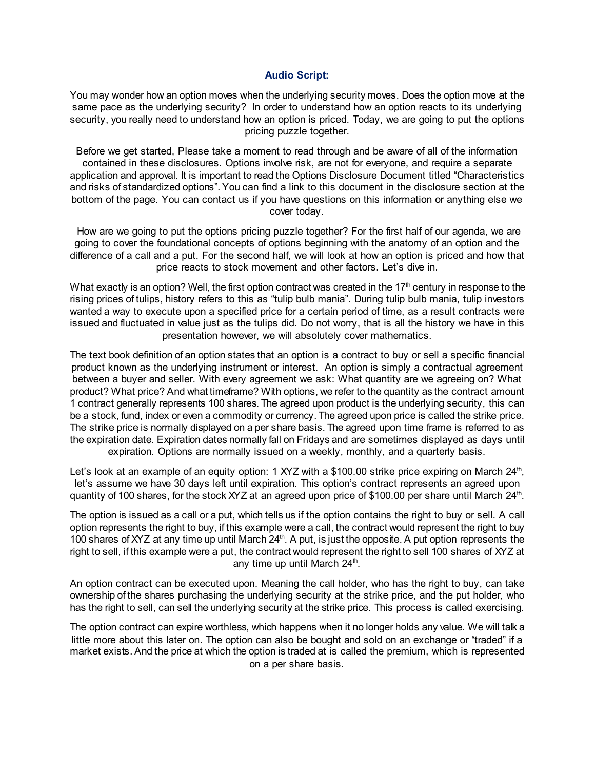**Audio Script:**

You may wonder how an option moves when the underlying security moves. Does the option move at the same pace as the underlying security? In order to understand how an option reacts to its underlying security, you really need to understand how an option is priced. Today, we are going to put the options pricing puzzle together.

Before we get started, Please take a moment to read through and be aware of all of the information contained in these disclosures. Options involve risk, are not for everyone, and require a separate application and approval. It is important to read the Options Disclosure Document titled "Characteristics and risks of standardized options". You can find a link to this document in the disclosure section at the bottom of the page. You can contact us if you have questions on this information or anything else we cover today.

How are we going to put the options pricing puzzle together? For the first half of our agenda, we are going to cover the foundational concepts of options beginning with the anatomy of an option and the difference of a call and a put. For the second half, we will look at how an option is priced and how that price reacts to stock movement and other factors. Let's dive in.

What exactly is an option? Well, the first option contract was created in the 17th century in response to the rising prices of tulips, history refers to this as "tulip bulb mania". During tulip bulb mania, tulip investors wanted a way to execute upon a specified price for a certain period of time, as a result contracts were issued and fluctuated in value just as the tulips did. Do not worry, that is all the history we have in this presentation however, we will absolutely cover mathematics.

The text book definition of an option states that an option is a contract to buy or sell a specific financial product known as the underlying instrument or interest. An option is simply a contractual agreement between a buyer and seller. With every agreement we ask: What quantity are we agreeing on? What product? What price? And what timeframe? With options, we refer to the quantity as the contract amount 1 contract generally represents 100 shares. The agreed upon product is the underlying security, this can be a stock, fund, index or even a commodity or currency. The agreed upon price is called the strike price. The strike price is normally displayed on a per share basis. The agreed upon time frame is referred to as the expiration date. Expiration dates normally fall on Fridays and are sometimes displayed as days until expiration. Options are normally issued on a weekly, monthly, and a quarterly basis.

Let's look at an example of an equity option: 1 XYZ with a $100.00 strike price expiring on March 24th, let's assume we have 30 days left until expiration. This option's contract represents an agreed upon quantity of 100 shares, for the stock XYZ at an agreed upon price of $100.00 per share until March 24th.

The option is issued as a call or a put, which tells us if the option contains the right to buy or sell. A call option represents the right to buy, if this example were a call, the contract would represent the right to buy 100 shares of XYZ at any time up until March 24th. A put, is just the opposite. A put option represents the right to sell, if this example were a put, the contract would represent the right to sell 100 shares of XYZ at any time up until March 24th.

An option contract can be executed upon. Meaning the call holder, who has the right to buy, can take ownership of the shares purchasing the underlying security at the strike price, and the put holder, who has the right to sell, can sell the underlying security at the strike price. This process is called exercising.

The option contract can expire worthless, which happens when it no longer holds any value. We will talk a little more about this later on. The option can also be bought and sold on an exchange or "traded" if a market exists. And the price at which the option is traded at is called the premium, which is represented on a per share basis.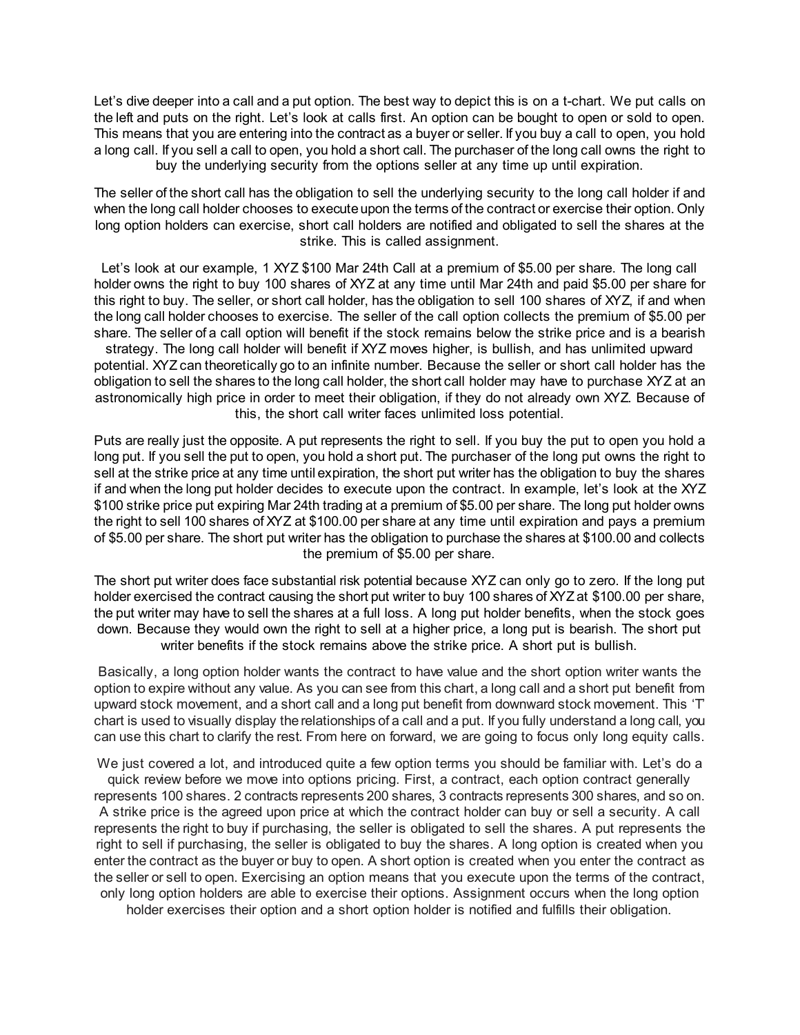Let's dive deeper into a call and a put option. The best way to depict this is on a t-chart. We put calls on the left and puts on the right. Let's look at calls first. An option can be bought to open or sold to open. This means that you are entering into the contract as a buyer or seller. If you buy a call to open, you hold a long call. If you sell a call to open, you hold a short call. The purchaser of the long call owns the right to buy the underlying security from the options seller at any time up until expiration.

The seller of the short call has the obligation to sell the underlying security to the long call holder if and when the long call holder chooses to execute upon the terms of the contract or exercise their option. Only long option holders can exercise, short call holders are notified and obligated to sell the shares at the strike. This is called assignment.

Let's look at our example, 1 XYZ $100 Mar 24th Call at a premium of $5.00 per share. The long call holder owns the right to buy 100 shares of XYZ at any time until Mar 24th and paid $5.00 per share for this right to buy. The seller, or short call holder, has the obligation to sell 100 shares of XYZ, if and when the long call holder chooses to exercise. The seller of the call option collects the premium of $5.00 per share. The seller of a call option will benefit if the stock remains below the strike price and is a bearish strategy. The long call holder will benefit if XYZ moves higher, is bullish, and has unlimited upward potential. XYZ can theoretically go to an infinite number. Because the seller or short call holder has the obligation to sell the shares to the long call holder, the short call holder may have to purchase XYZ at an astronomically high price in order to meet their obligation, if they do not already own XYZ. Because of this, the short call writer faces unlimited loss potential.

Puts are really just the opposite. A put represents the right to sell. If you buy the put to open you hold a long put. If you sell the put to open, you hold a short put. The purchaser of the long put owns the right to sell at the strike price at any time until expiration, the short put writer has the obligation to buy the shares if and when the long put holder decides to execute upon the contract. In example, let's look at the XYZ $100 strike price put expiring Mar 24th trading at a premium of $5.00 per share. The long put holder owns the right to sell 100 shares of XYZ at $100.00 per share at any time until expiration and pays a premium of $5.00 per share. The short put writer has the obligation to purchase the shares at $100.00 and collects the premium of $5.00 per share.

The short put writer does face substantial risk potential because XYZ can only go to zero. If the long put holder exercised the contract causing the short put writer to buy 100 shares of XYZ at $100.00 per share, the put writer may have to sell the shares at a full loss. A long put holder benefits, when the stock goes down. Because they would own the right to sell at a higher price, a long put is bearish. The short put writer benefits if the stock remains above the strike price. A short put is bullish.

Basically, a long option holder wants the contract to have value and the short option writer wants the option to expire without any value. As you can see from this chart, a long call and a short put benefit from upward stock movement, and a short call and a long put benefit from downward stock movement. This 'T' chart is used to visually display the relationships of a call and a put. If you fully understand a long call, you can use this chart to clarify the rest. From here on forward, we are going to focus only long equity calls.

We just covered a lot, and introduced quite a few option terms you should be familiar with. Let's do a quick review before we move into options pricing. First, a contract, each option contract generally represents 100 shares. 2 contracts represents 200 shares, 3 contracts represents 300 shares, and so on. A strike price is the agreed upon price at which the contract holder can buy or sell a security. A call represents the right to buy if purchasing, the seller is obligated to sell the shares. A put represents the right to sell if purchasing, the seller is obligated to buy the shares. A long option is created when you enter the contract as the buyer or buy to open. A short option is created when you enter the contract as the seller or sell to open. Exercising an option means that you execute upon the terms of the contract, only long option holders are able to exercise their options. Assignment occurs when the long option holder exercises their option and a short option holder is notified and fulfills their obligation.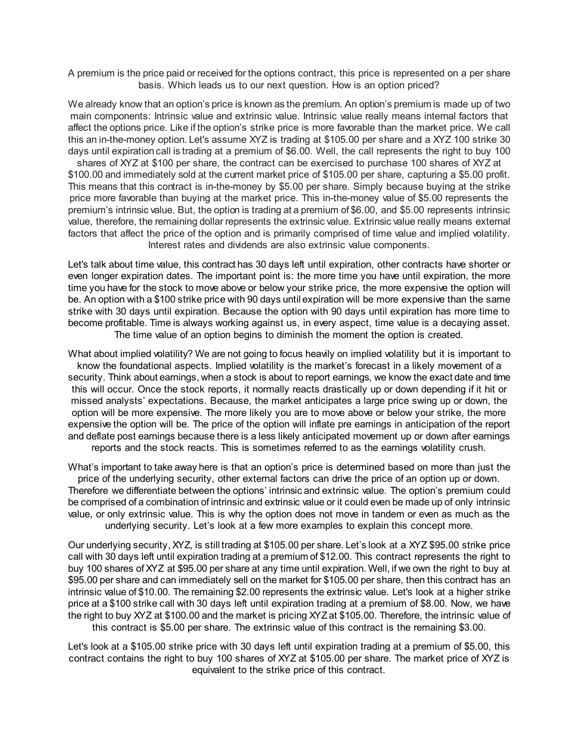A premium is the price paid or received for the options contract, this price is represented on a per share basis. Which leads us to our next question. How is an option priced?

We already know that an option's price is known as the premium. An option's premium is made up of two main components: Intrinsic value and extrinsic value. Intrinsic value really means internal factors that affect the options price. Like if the option's strike price is more favorable than the market price. We call this an in-the-money option. Let's assume XYZ is trading at $105.00 per share and a XYZ 100 strike 30 days until expiration call is trading at a premium of $6.00. Well, the call represents the right to buy 100 shares of XYZ at $100 per share, the contract can be exercised to purchase 100 shares of XYZ at $100.00 and immediately sold at the current market price of $105.00 per share, capturing a $5.00 profit. This means that this contract is in-the-money by $5.00 per share. Simply because buying at the strike price more favorable than buying at the market price. This in-the-money value of $5.00 represents the premium's intrinsic value. But, the option is trading at a premium of $6.00, and $5.00 represents intrinsic value, therefore, the remaining dollar represents the extrinsic value. Extrinsic value really means external factors that affect the price of the option and is primarily comprised of time value and implied volatility. Interest rates and dividends are also extrinsic value components.

Let's talk about time value, this contract has 30 days left until expiration, other contracts have shorter or even longer expiration dates. The important point is: the more time you have until expiration, the more time you have for the stock to move above or below your strike price, the more expensive the option will be. An option with a $100 strike price with 90 days until expiration will be more expensive than the same strike with 30 days until expiration. Because the option with 90 days until expiration has more time to become profitable. Time is always working against us, in every aspect, time value is a decaying asset. The time value of an option begins to diminish the moment the option is created.

What about implied volatility? We are not going to focus heavily on implied volatility but it is important to know the foundational aspects. Implied volatility is the market's forecast in a likely movement of a security. Think about earnings, when a stock is about to report earnings, we know the exact date and time this will occur. Once the stock reports, it normally reacts drastically up or down depending if it hit or missed analysts' expectations. Because, the market anticipates a large price swing up or down, the option will be more expensive. The more likely you are to move above or below your strike, the more expensive the option will be. The price of the option will inflate pre earnings in anticipation of the report and deflate post earnings because there is a less likely anticipated movement up or down after earnings reports and the stock reacts. This is sometimes referred to as the earnings volatility crush.

What's important to take away here is that an option's price is determined based on more than just the price of the underlying security, other external factors can drive the price of an option up or down. Therefore we differentiate between the options' intrinsic and extrinsic value. The option's premium could be comprised of a combination of intrinsic and extrinsic value or it could even be made up of only intrinsic value, or only extrinsic value. This is why the option does not move in tandem or even as much as the underlying security. Let's look at a few more examples to explain this concept more.

Our underlying security, XYZ, is still trading at $105.00 per share. Let's look at a XYZ $95.00 strike price call with 30 days left until expiration trading at a premium of $12.00. This contract represents the right to buy 100 shares of XYZ at $95.00 per share at any time until expiration. Well, if we own the right to buy at $95.00 per share and can immediately sell on the market for $105.00 per share, then this contract has an intrinsic value of $10.00. The remaining $2.00 represents the extrinsic value. Let's look at a higher strike price at a $100 strike call with 30 days left until expiration trading at a premium of $8.00. Now, we have the right to buy XYZ at $100.00 and the market is pricing XYZ at $105.00. Therefore, the intrinsic value of this contract is $5.00 per share. The extrinsic value of this contract is the remaining $3.00.

Let's look at a $105.00 strike price with 30 days left until expiration trading at a premium of $5.00, this contract contains the right to buy 100 shares of XYZ at $105.00 per share. The market price of XYZ is equivalent to the strike price of this contract.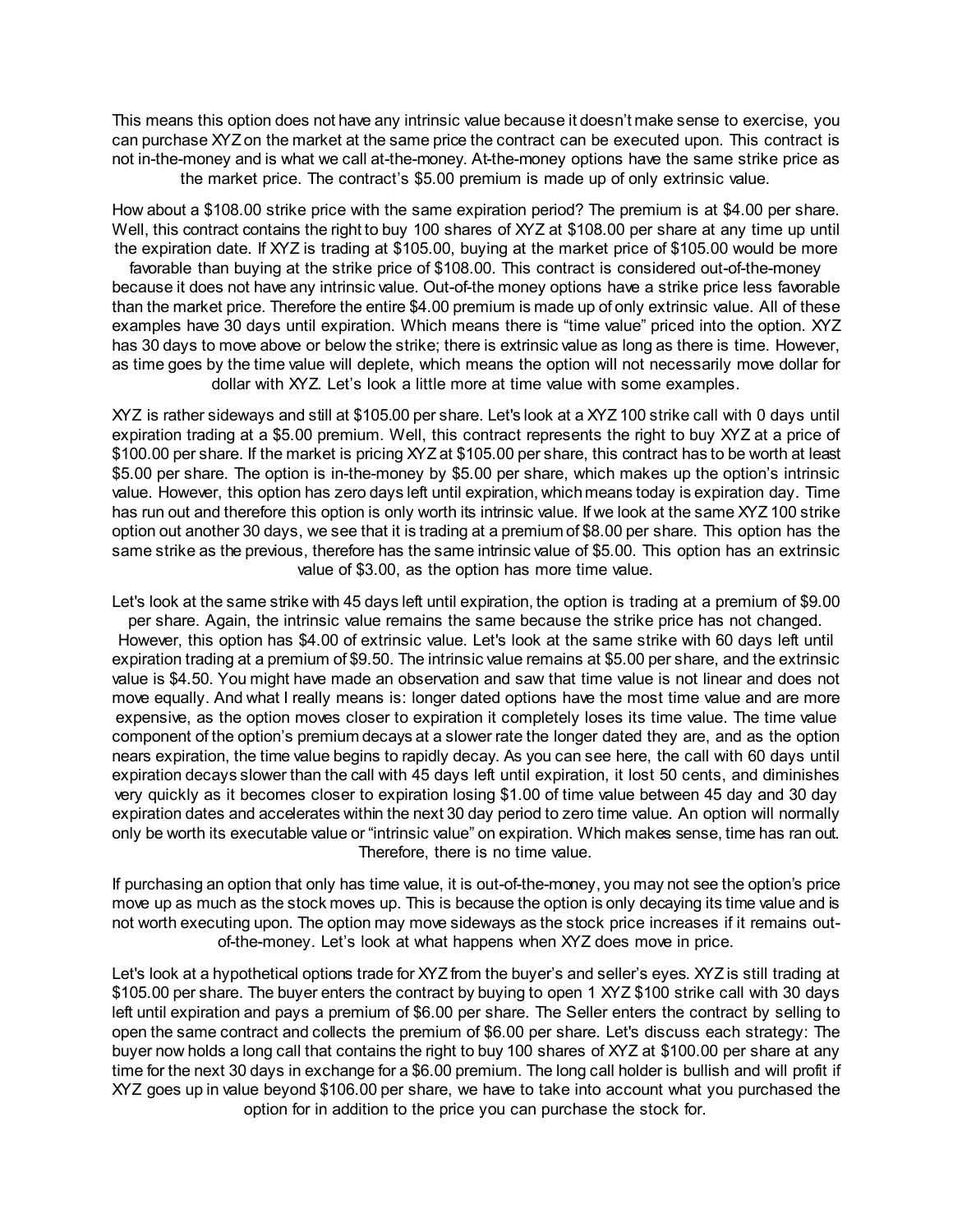This means this option does not have any intrinsic value because it doesn't make sense to exercise, you can purchase XYZ on the market at the same price the contract can be executed upon. This contract is not in-the-money and is what we call at-the-money. At-the-money options have the same strike price as the market price. The contract's $5.00 premium is made up of only extrinsic value.

How about a $108.00 strike price with the same expiration period? The premium is at $4.00 per share. Well, this contract contains the right to buy 100 shares of XYZ at $108.00 per share at any time up until the expiration date. If XYZ is trading at $105.00, buying at the market price of $105.00 would be more favorable than buying at the strike price of $108.00. This contract is considered out-of-the-money because it does not have any intrinsic value. Out-of-the money options have a strike price less favorable than the market price. Therefore the entire $4.00 premium is made up of only extrinsic value. All of these examples have 30 days until expiration. Which means there is "time value" priced into the option. XYZ has 30 days to move above or below the strike; there is extrinsic value as long as there is time. However, as time goes by the time value will deplete, which means the option will not necessarily move dollar for dollar with XYZ. Let's look a little more at time value with some examples.

XYZ is rather sideways and still at $105.00 per share. Let's look at a XYZ 100 strike call with 0 days until expiration trading at a $5.00 premium. Well, this contract represents the right to buy XYZ at a price of $100.00 per share. If the market is pricing XYZ at $105.00 per share, this contract has to be worth at least $5.00 per share. The option is in-the-money by $5.00 per share, which makes up the option's intrinsic value. However, this option has zero days left until expiration, which means today is expiration day. Time has run out and therefore this option is only worth its intrinsic value. If we look at the same XYZ 100 strike option out another 30 days, we see that it is trading at a premium of $8.00 per share. This option has the same strike as the previous, therefore has the same intrinsic value of $5.00. This option has an extrinsic value of $3.00, as the option has more time value.

Let's look at the same strike with 45 days left until expiration, the option is trading at a premium of $9.00 per share. Again, the intrinsic value remains the same because the strike price has not changed. However, this option has $4.00 of extrinsic value. Let's look at the same strike with 60 days left until expiration trading at a premium of $9.50. The intrinsic value remains at $5.00 per share, and the extrinsic value is $4.50. You might have made an observation and saw that time value is not linear and does not move equally. And what I really means is: longer dated options have the most time value and are more expensive, as the option moves closer to expiration it completely loses its time value. The time value component of the option's premium decays at a slower rate the longer dated they are, and as the option nears expiration, the time value begins to rapidly decay. As you can see here, the call with 60 days until expiration decays slower than the call with 45 days left until expiration, it lost 50 cents, and diminishes very quickly as it becomes closer to expiration losing $1.00 of time value between 45 day and 30 day expiration dates and accelerates within the next 30 day period to zero time value. An option will normally only be worth its executable value or "intrinsic value" on expiration. Which makes sense, time has ran out. Therefore, there is no time value.

If purchasing an option that only has time value, it is out-of-the-money, you may not see the option's price move up as much as the stock moves up. This is because the option is only decaying its time value and is not worth executing upon. The option may move sideways as the stock price increases if it remains out-of-the-money. Let's look at what happens when XYZ does move in price.

Let's look at a hypothetical options trade for XYZ from the buyer's and seller's eyes. XYZ is still trading at $105.00 per share. The buyer enters the contract by buying to open 1 XYZ $100 strike call with 30 days left until expiration and pays a premium of $6.00 per share. The Seller enters the contract by selling to open the same contract and collects the premium of $6.00 per share. Let's discuss each strategy: The buyer now holds a long call that contains the right to buy 100 shares of XYZ at $100.00 per share at any time for the next 30 days in exchange for a $6.00 premium. The long call holder is bullish and will profit if XYZ goes up in value beyond $106.00 per share, we have to take into account what you purchased the option for in addition to the price you can purchase the stock for.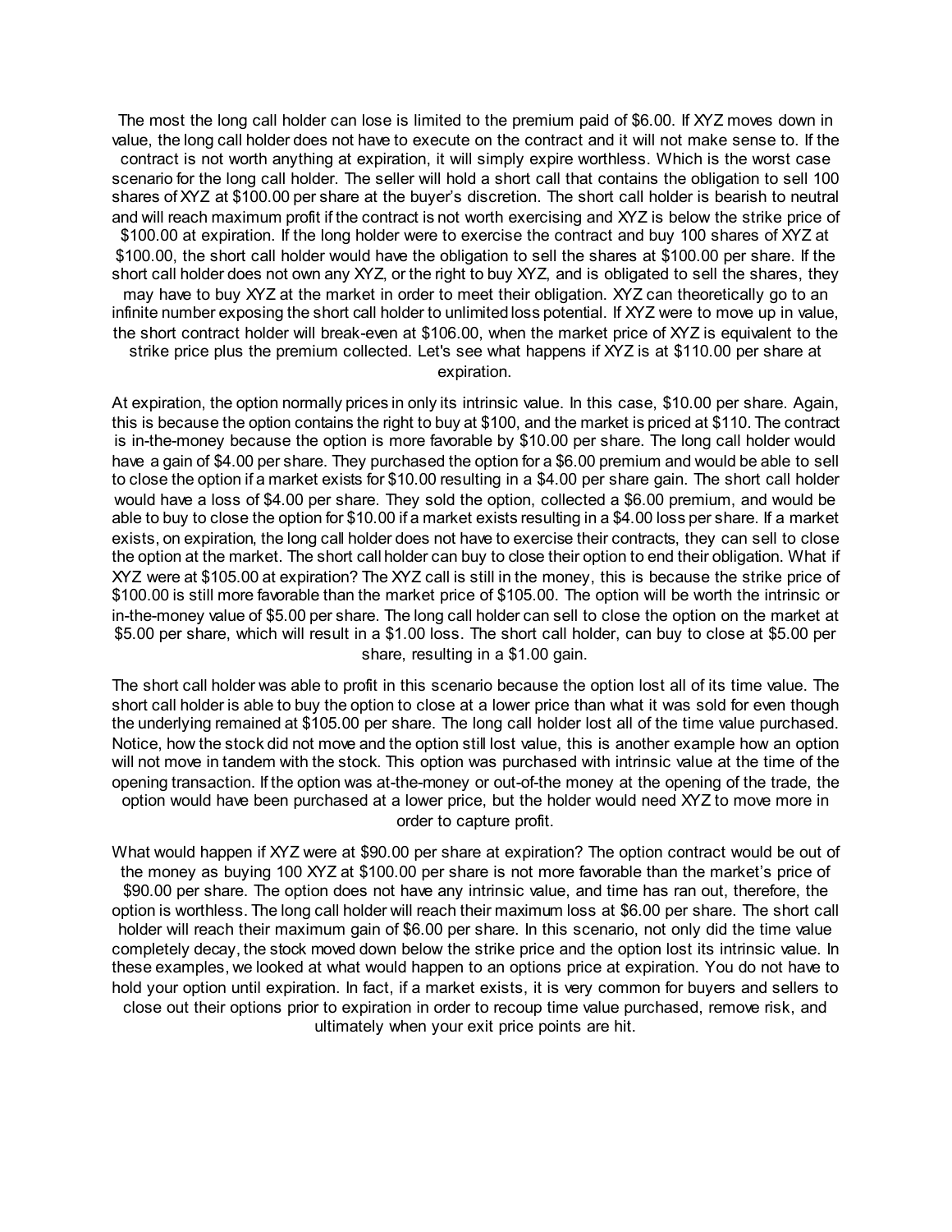The most the long call holder can lose is limited to the premium paid of $6.00. If XYZ moves down in value, the long call holder does not have to execute on the contract and it will not make sense to. If the contract is not worth anything at expiration, it will simply expire worthless. Which is the worst case scenario for the long call holder. The seller will hold a short call that contains the obligation to sell 100 shares of XYZ at $100.00 per share at the buyer's discretion. The short call holder is bearish to neutral and will reach maximum profit if the contract is not worth exercising and XYZ is below the strike price of $100.00 at expiration. If the long holder were to exercise the contract and buy 100 shares of XYZ at $100.00, the short call holder would have the obligation to sell the shares at $100.00 per share. If the short call holder does not own any XYZ, or the right to buy XYZ, and is obligated to sell the shares, they may have to buy XYZ at the market in order to meet their obligation. XYZ can theoretically go to an infinite number exposing the short call holder to unlimited loss potential. If XYZ were to move up in value, the short contract holder will break-even at $106.00, when the market price of XYZ is equivalent to the strike price plus the premium collected. Let's see what happens if XYZ is at $110.00 per share at expiration.

At expiration, the option normally prices in only its intrinsic value. In this case, $10.00 per share. Again, this is because the option contains the right to buy at $100, and the market is priced at $110. The contract is in-the-money because the option is more favorable by $10.00 per share. The long call holder would have a gain of $4.00 per share. They purchased the option for a $6.00 premium and would be able to sell to close the option if a market exists for $10.00 resulting in a $4.00 per share gain. The short call holder would have a loss of $4.00 per share. They sold the option, collected a $6.00 premium, and would be able to buy to close the option for $10.00 if a market exists resulting in a $4.00 loss per share. If a market exists, on expiration, the long call holder does not have to exercise their contracts, they can sell to close the option at the market. The short call holder can buy to close their option to end their obligation. What if XYZ were at $105.00 at expiration? The XYZ call is still in the money, this is because the strike price of $100.00 is still more favorable than the market price of $105.00. The option will be worth the intrinsic or in-the-money value of $5.00 per share. The long call holder can sell to close the option on the market at $5.00 per share, which will result in a $1.00 loss. The short call holder, can buy to close at $5.00 per share, resulting in a $1.00 gain.

The short call holder was able to profit in this scenario because the option lost all of its time value. The short call holder is able to buy the option to close at a lower price than what it was sold for even though the underlying remained at $105.00 per share. The long call holder lost all of the time value purchased. Notice, how the stock did not move and the option still lost value, this is another example how an option will not move in tandem with the stock. This option was purchased with intrinsic value at the time of the opening transaction. If the option was at-the-money or out-of-the money at the opening of the trade, the option would have been purchased at a lower price, but the holder would need XYZ to move more in order to capture profit.

What would happen if XYZ were at $90.00 per share at expiration? The option contract would be out of the money as buying 100 XYZ at $100.00 per share is not more favorable than the market's price of $90.00 per share. The option does not have any intrinsic value, and time has ran out, therefore, the option is worthless. The long call holder will reach their maximum loss at $6.00 per share. The short call holder will reach their maximum gain of $6.00 per share. In this scenario, not only did the time value completely decay, the stock moved down below the strike price and the option lost its intrinsic value. In these examples, we looked at what would happen to an options price at expiration. You do not have to hold your option until expiration. In fact, if a market exists, it is very common for buyers and sellers to close out their options prior to expiration in order to recoup time value purchased, remove risk, and ultimately when your exit price points are hit.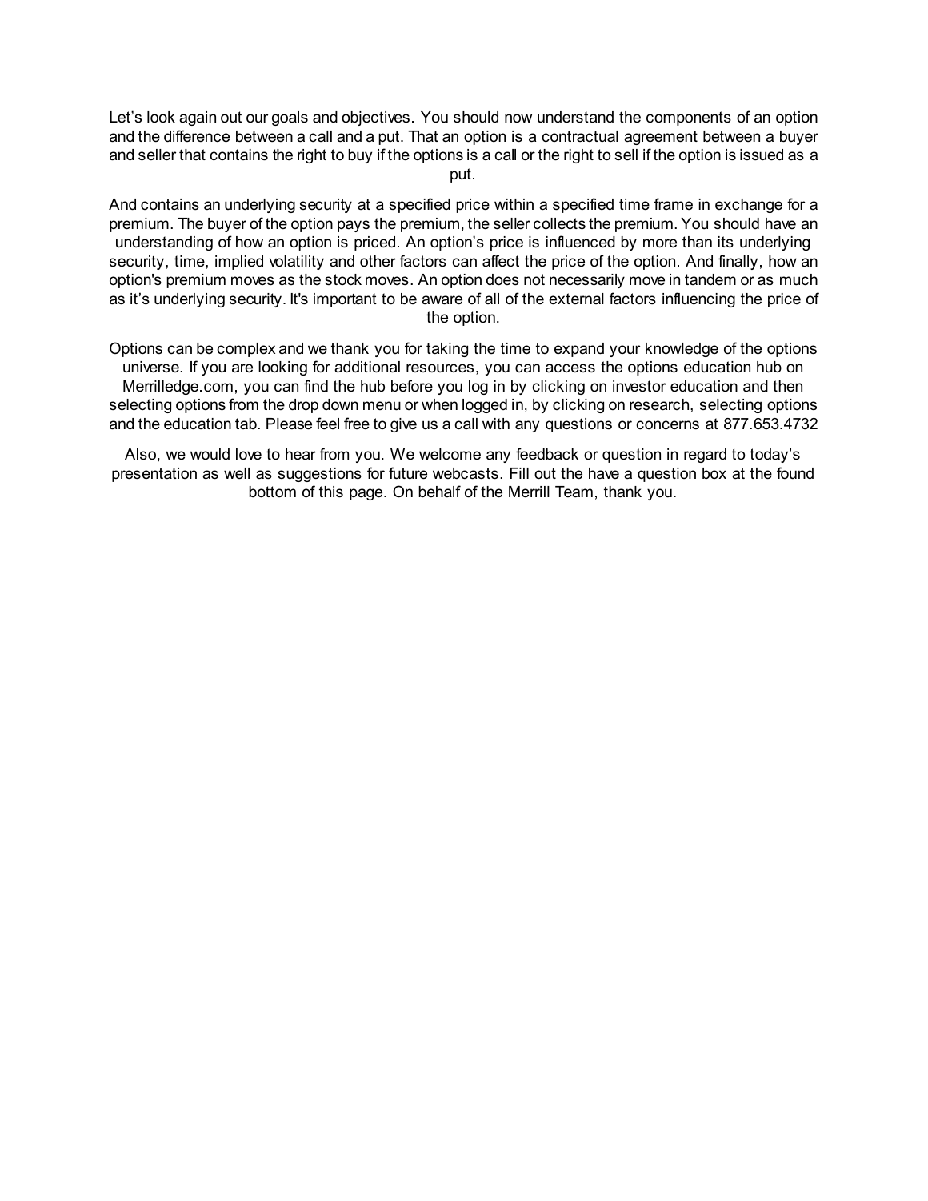Let's look again out our goals and objectives. You should now understand the components of an option and the difference between a call and a put. That an option is a contractual agreement between a buyer and seller that contains the right to buy if the options is a call or the right to sell if the option is issued as a put.

And contains an underlying security at a specified price within a specified time frame in exchange for a premium. The buyer of the option pays the premium, the seller collects the premium. You should have an understanding of how an option is priced. An option's price is influenced by more than its underlying security, time, implied volatility and other factors can affect the price of the option. And finally, how an option's premium moves as the stock moves. An option does not necessarily move in tandem or as much as it's underlying security. It's important to be aware of all of the external factors influencing the price of the option.

Options can be complex and we thank you for taking the time to expand your knowledge of the options universe. If you are looking for additional resources, you can access the options education hub on Merrilledge.com, you can find the hub before you log in by clicking on investor education and then selecting options from the drop down menu or when logged in, by clicking on research, selecting options and the education tab. Please feel free to give us a call with any questions or concerns at 877.653.4732

Also, we would love to hear from you. We welcome any feedback or question in regard to today's presentation as well as suggestions for future webcasts. Fill out the have a question box at the found bottom of this page. On behalf of the Merrill Team, thank you.